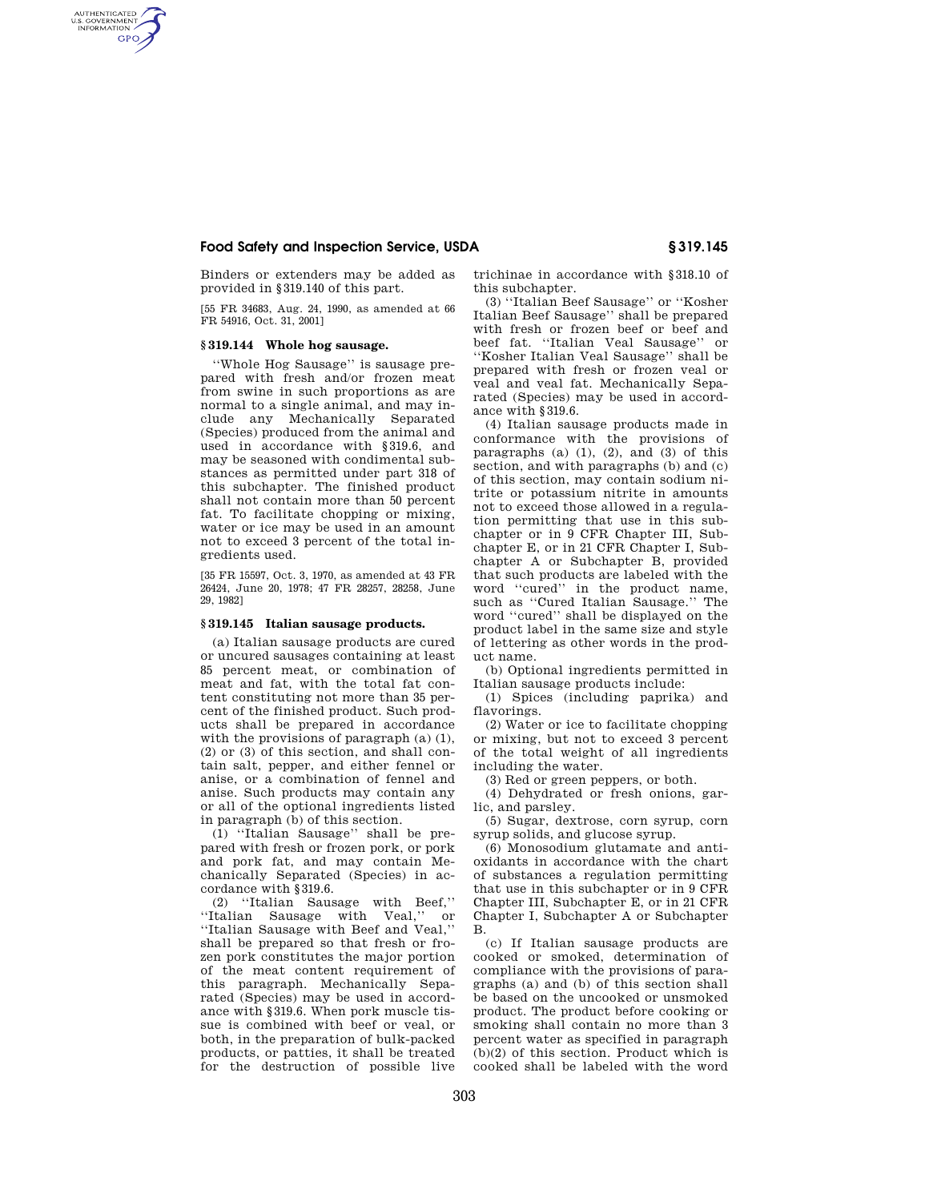Binders or extenders may be added as provided in §319.140 of this part.

[55 FR 34683, Aug. 24, 1990, as amended at 66 FR 54916, Oct. 31, 2001]

### § 319.144 Whole hog sausage.

''Whole Hog Sausage'' is sausage prepared with fresh and/or frozen meat from swine in such proportions as are normal to a single animal, and may include any Mechanically Separated (Species) produced from the animal and used in accordance with §319.6, and may be seasoned with condimental substances as permitted under part 318 of this subchapter. The finished product shall not contain more than 50 percent fat. To facilitate chopping or mixing, water or ice may be used in an amount not to exceed 3 percent of the total ingredients used.

[35 FR 15597, Oct. 3, 1970, as amended at 43 FR 26424, June 20, 1978; 47 FR 28257, 28258, June 29, 1982]

### § 319.145 Italian sausage products.

(a) Italian sausage products are cured or uncured sausages containing at least 85 percent meat, or combination of meat and fat, with the total fat content constituting not more than 35 percent of the finished product. Such products shall be prepared in accordance with the provisions of paragraph (a) (1), (2) or (3) of this section, and shall contain salt, pepper, and either fennel or anise, or a combination of fennel and anise. Such products may contain any or all of the optional ingredients listed in paragraph (b) of this section.

(1) ''Italian Sausage'' shall be prepared with fresh or frozen pork, or pork and pork fat, and may contain Mechanically Separated (Species) in accordance with §319.6.

(2) ''Italian Sausage with Beef,'' ''Italian Sausage with Veal,'' or ''Italian Sausage with Beef and Veal,'' shall be prepared so that fresh or frozen pork constitutes the major portion of the meat content requirement of this paragraph. Mechanically Separated (Species) may be used in accordance with §319.6. When pork muscle tissue is combined with beef or veal, or both, in the preparation of bulk-packed products, or patties, it shall be treated for the destruction of possible live trichinae in accordance with §318.10 of this subchapter.

(3) ''Italian Beef Sausage'' or ''Kosher Italian Beef Sausage'' shall be prepared with fresh or frozen beef or beef and beef fat. ''Italian Veal Sausage'' or ''Kosher Italian Veal Sausage'' shall be prepared with fresh or frozen veal or veal and veal fat. Mechanically Separated (Species) may be used in accordance with §319.6.

(4) Italian sausage products made in conformance with the provisions of paragraphs (a) (1), (2), and (3) of this section, and with paragraphs (b) and (c) of this section, may contain sodium nitrite or potassium nitrite in amounts not to exceed those allowed in a regulation permitting that use in this subchapter or in 9 CFR Chapter III, Subchapter E, or in 21 CFR Chapter I, Subchapter A or Subchapter B, provided that such products are labeled with the word ''cured'' in the product name, such as ''Cured Italian Sausage.'' The word ''cured'' shall be displayed on the product label in the same size and style of lettering as other words in the product name.

(b) Optional ingredients permitted in Italian sausage products include:

(1) Spices (including paprika) and flavorings.

(2) Water or ice to facilitate chopping or mixing, but not to exceed 3 percent of the total weight of all ingredients including the water.

(3) Red or green peppers, or both.

(4) Dehydrated or fresh onions, garlic, and parsley.

(5) Sugar, dextrose, corn syrup, corn syrup solids, and glucose syrup.

(6) Monosodium glutamate and antioxidants in accordance with the chart of substances a regulation permitting that use in this subchapter or in 9 CFR Chapter III, Subchapter E, or in 21 CFR Chapter I, Subchapter A or Subchapter B.

(c) If Italian sausage products are cooked or smoked, determination of compliance with the provisions of paragraphs (a) and (b) of this section shall be based on the uncooked or unsmoked product. The product before cooking or smoking shall contain no more than 3 percent water as specified in paragraph (b)(2) of this section. Product which is cooked shall be labeled with the word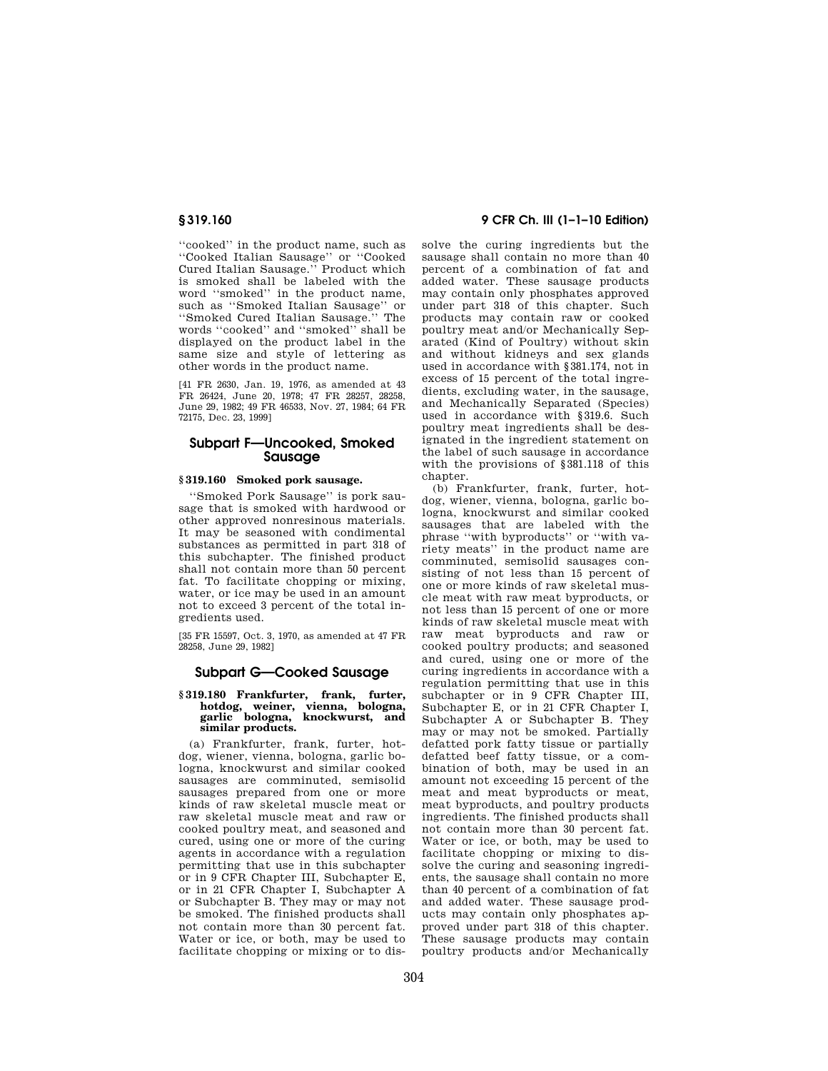"cooked" in the product name, such as "Cooked Italian Sausage" or "Cooked Cured Italian Sausage." Product which is smoked shall be labeled with the word "smoked" in the product name, such as "Smoked Italian Sausage" or "Smoked Cured Italian Sausage." The words "cooked" and "smoked" shall be displayed on the product label in the same size and style of lettering as other words in the product name.

[41 FR 2630, Jan. 19, 1976, as amended at 43 FR 26424, June 20, 1978; 47 FR 28257, 28258, June 29, 1982; 49 FR 46533, Nov. 27, 1984; 64 FR 72175, Dec. 23, 1999]

## Subpart F—Uncooked, Smoked Sausage

### § 319.160 Smoked pork sausage.

"Smoked Pork Sausage" is pork sausage that is smoked with hardwood or other approved nonresinous materials. It may be seasoned with condimental substances as permitted in part 318 of this subchapter. The finished product shall not contain more than 50 percent fat. To facilitate chopping or mixing, water, or ice may be used in an amount not to exceed 3 percent of the total ingredients used.

[35 FR 15597, Oct. 3, 1970, as amended at 47 FR 28258, June 29, 1982]

## Subpart G—Cooked Sausage

### § 319.180 Frankfurter, frank, furter, hotdog, weiner, vienna, bologna, garlic bologna, knockwurst, and similar products.

(a) Frankfurter, frank, furter, hotdog, wiener, vienna, bologna, garlic bologna, knockwurst and similar cooked sausages are comminuted, semisolid sausages prepared from one or more kinds of raw skeletal muscle meat or raw skeletal muscle meat and raw or cooked poultry meat, and seasoned and cured, using one or more of the curing agents in accordance with a regulation permitting that use in this subchapter or in 9 CFR Chapter III, Subchapter E, or in 21 CFR Chapter I, Subchapter A or Subchapter B. They may or may not be smoked. The finished products shall not contain more than 30 percent fat. Water or ice, or both, may be used to facilitate chopping or mixing or to dissolve the curing ingredients but the sausage shall contain no more than 40 percent of a combination of fat and added water. These sausage products may contain only phosphates approved under part 318 of this chapter. Such products may contain raw or cooked poultry meat and/or Mechanically Separated (Kind of Poultry) without skin and without kidneys and sex glands used in accordance with § 381.174, not in excess of 15 percent of the total ingredients, excluding water, in the sausage, and Mechanically Separated (Species) used in accordance with § 319.6. Such poultry meat ingredients shall be designated in the ingredient statement on the label of such sausage in accordance with the provisions of § 381.118 of this chapter.

(b) Frankfurter, frank, furter, hotdog, wiener, vienna, bologna, garlic bologna, knockwurst and similar cooked sausages that are labeled with the phrase "with byproducts" or "with variety meats" in the product name are comminuted, semisolid sausages consisting of not less than 15 percent of one or more kinds of raw skeletal muscle meat with raw meat byproducts, or not less than 15 percent of one or more kinds of raw skeletal muscle meat with raw meat byproducts and raw or cooked poultry products; and seasoned and cured, using one or more of the curing ingredients in accordance with a regulation permitting that use in this subchapter or in 9 CFR Chapter III, Subchapter E, or in 21 CFR Chapter I, Subchapter A or Subchapter B. They may or may not be smoked. Partially defatted pork fatty tissue or partially defatted beef fatty tissue, or a combination of both, may be used in an amount not exceeding 15 percent of the meat and meat byproducts or meat, meat byproducts, and poultry products ingredients. The finished products shall not contain more than 30 percent fat. Water or ice, or both, may be used to facilitate chopping or mixing to dissolve the curing and seasoning ingredients, the sausage shall contain no more than 40 percent of a combination of fat and added water. These sausage products may contain only phosphates approved under part 318 of this chapter. These sausage products may contain poultry products and/or Mechanically